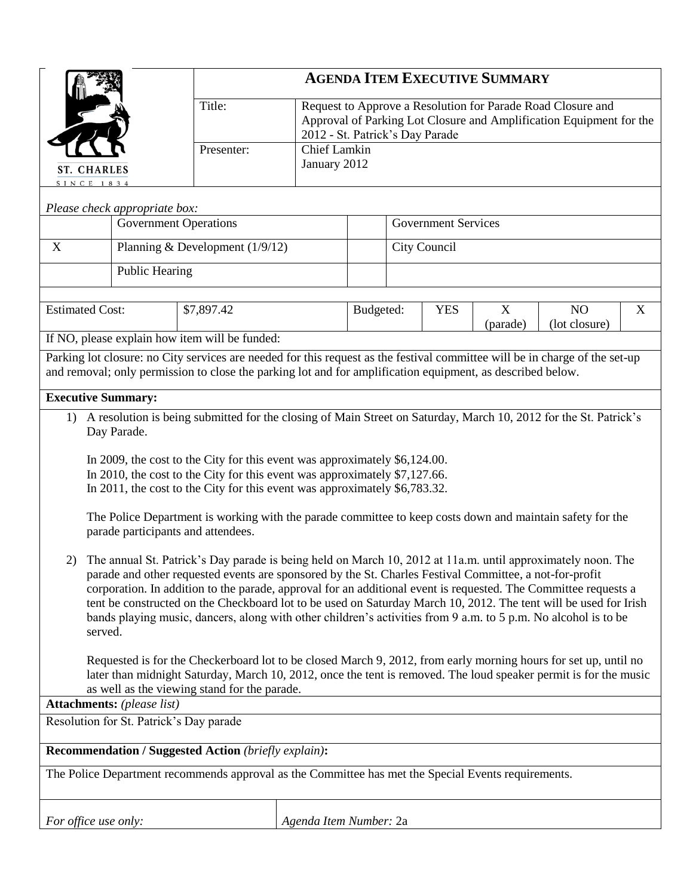ST. CHARLES
SINCE 1834

# AGENDA ITEM EXECUTIVE SUMMARY

| | |
|---|---|
| Title: | Request to Approve a Resolution for Parade Road Closure and Approval of Parking Lot Closure and Amplification Equipment for the 2012 - St. Patrick's Day Parade |
| Presenter: | Chief Lamkin<br>January 2012 |

*Please check appropriate box:*

| | | | |
|---|---|---|---|
| | Government Operations | | Government Services |
| X | Planning & Development (1/9/12) | | City Council |
| | Public Hearing | | |

| Estimated Cost: | $7,897.42 | Budgeted: | YES | X (parade) | NO (lot closure) | X |
|---|---|---|---|---|---|---|

If NO, please explain how item will be funded:

Parking lot closure: no City services are needed for this request as the festival committee will be in charge of the set-up and removal; only permission to close the parking lot and for amplification equipment, as described below.

**Executive Summary:**

1) A resolution is being submitted for the closing of Main Street on Saturday, March 10, 2012 for the St. Patrick's Day Parade.

   In 2009, the cost to the City for this event was approximately $6,124.00.
   In 2010, the cost to the City for this event was approximately $7,127.66.
   In 2011, the cost to the City for this event was approximately $6,783.32.

   The Police Department is working with the parade committee to keep costs down and maintain safety for the parade participants and attendees.

2) The annual St. Patrick's Day parade is being held on March 10, 2012 at 11a.m. until approximately noon. The parade and other requested events are sponsored by the St. Charles Festival Committee, a not-for-profit corporation. In addition to the parade, approval for an additional event is requested. The Committee requests a tent be constructed on the Checkboard lot to be used on Saturday March 10, 2012. The tent will be used for Irish bands playing music, dancers, along with other children's activities from 9 a.m. to 5 p.m. No alcohol is to be served.

   Requested is for the Checkerboard lot to be closed March 9, 2012, from early morning hours for set up, until no later than midnight Saturday, March 10, 2012, once the tent is removed. The loud speaker permit is for the music as well as the viewing stand for the parade.

**Attachments:** *(please list)*

Resolution for St. Patrick's Day parade

**Recommendation / Suggested Action** *(briefly explain)***:**

The Police Department recommends approval as the Committee has met the Special Events requirements.

| | |
|---|---|
| *For office use only:* | *Agenda Item Number:* 2a |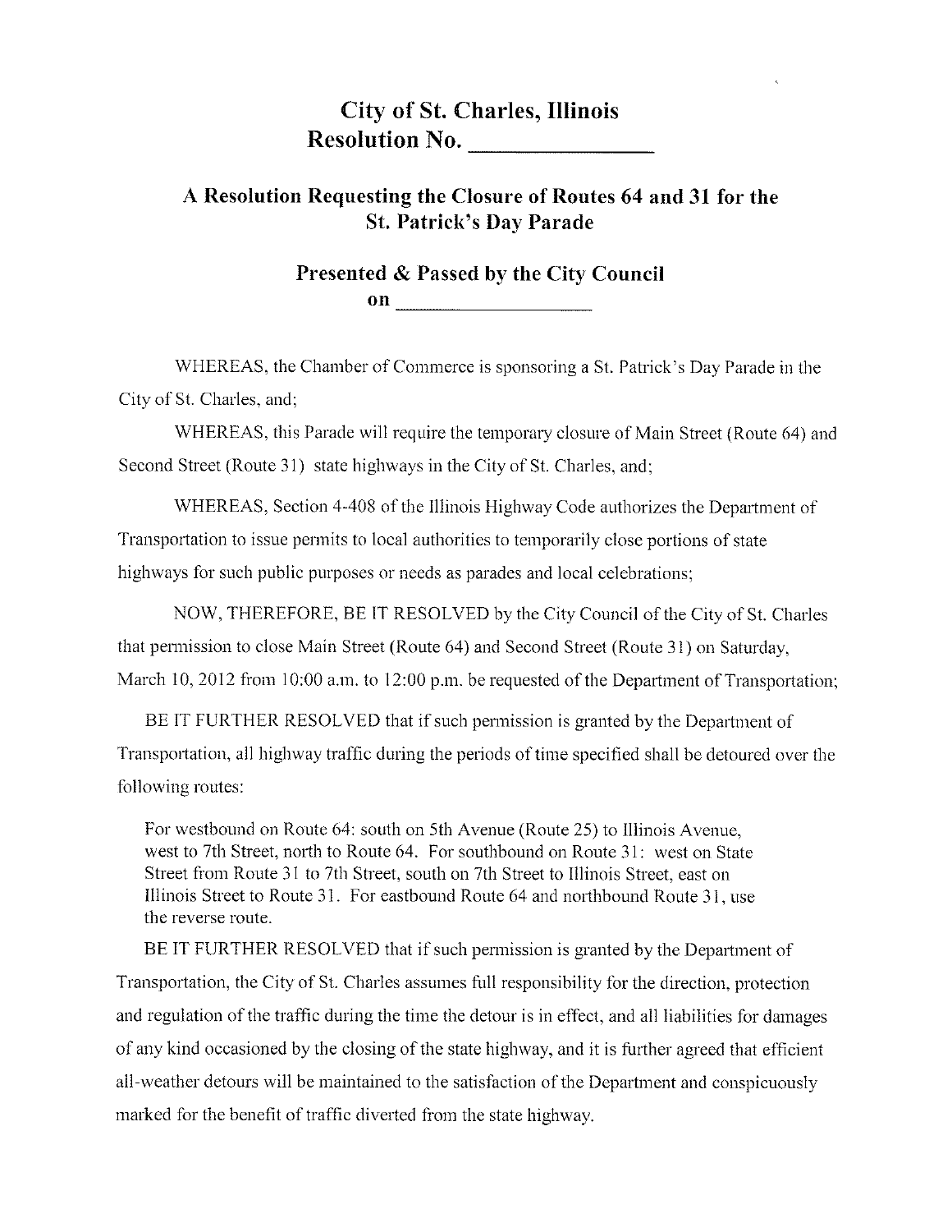# City of St. Charles, Illinois
# Resolution No. ________________

## A Resolution Requesting the Closure of Routes 64 and 31 for the St. Patrick's Day Parade

## Presented & Passed by the City Council on ____________________

WHEREAS, the Chamber of Commerce is sponsoring a St. Patrick's Day Parade in the City of St. Charles, and;

WHEREAS, this Parade will require the temporary closure of Main Street (Route 64) and Second Street (Route 31) state highways in the City of St. Charles, and;

WHEREAS, Section 4-408 of the Illinois Highway Code authorizes the Department of Transportation to issue permits to local authorities to temporarily close portions of state highways for such public purposes or needs as parades and local celebrations;

NOW, THEREFORE, BE IT RESOLVED by the City Council of the City of St. Charles that permission to close Main Street (Route 64) and Second Street (Route 31) on Saturday, March 10, 2012 from 10:00 a.m. to 12:00 p.m. be requested of the Department of Transportation;

BE IT FURTHER RESOLVED that if such permission is granted by the Department of Transportation, all highway traffic during the periods of time specified shall be detoured over the following routes:

For westbound on Route 64: south on 5th Avenue (Route 25) to Illinois Avenue, west to 7th Street, north to Route 64. For southbound on Route 31: west on State Street from Route 31 to 7th Street, south on 7th Street to Illinois Street, east on Illinois Street to Route 31. For eastbound Route 64 and northbound Route 31, use the reverse route.

BE IT FURTHER RESOLVED that if such permission is granted by the Department of Transportation, the City of St. Charles assumes full responsibility for the direction, protection and regulation of the traffic during the time the detour is in effect, and all liabilities for damages of any kind occasioned by the closing of the state highway, and it is further agreed that efficient all-weather detours will be maintained to the satisfaction of the Department and conspicuously marked for the benefit of traffic diverted from the state highway.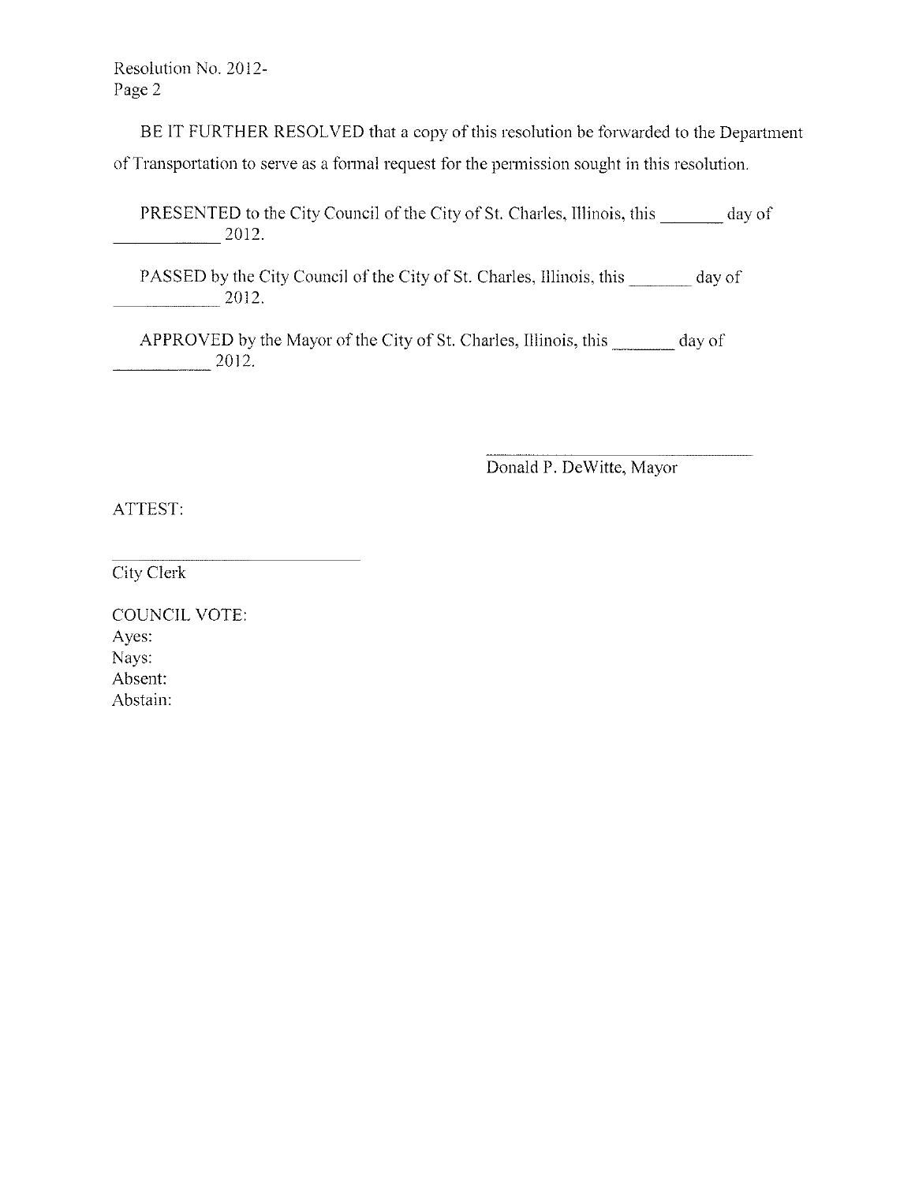Resolution No. 2012-
Page 2

BE IT FURTHER RESOLVED that a copy of this resolution be forwarded to the Department of Transportation to serve as a formal request for the permission sought in this resolution.

PRESENTED to the City Council of the City of St. Charles, Illinois, this _______ day of ____________ 2012.

PASSED by the City Council of the City of St. Charles, Illinois, this _______ day of ____________ 2012.

APPROVED by the Mayor of the City of St. Charles, Illinois, this _______ day of ____________ 2012.

______________________________
Donald P. DeWitte, Mayor

ATTEST:

______________________________
City Clerk

COUNCIL VOTE:
Ayes:
Nays:
Absent:
Abstain: